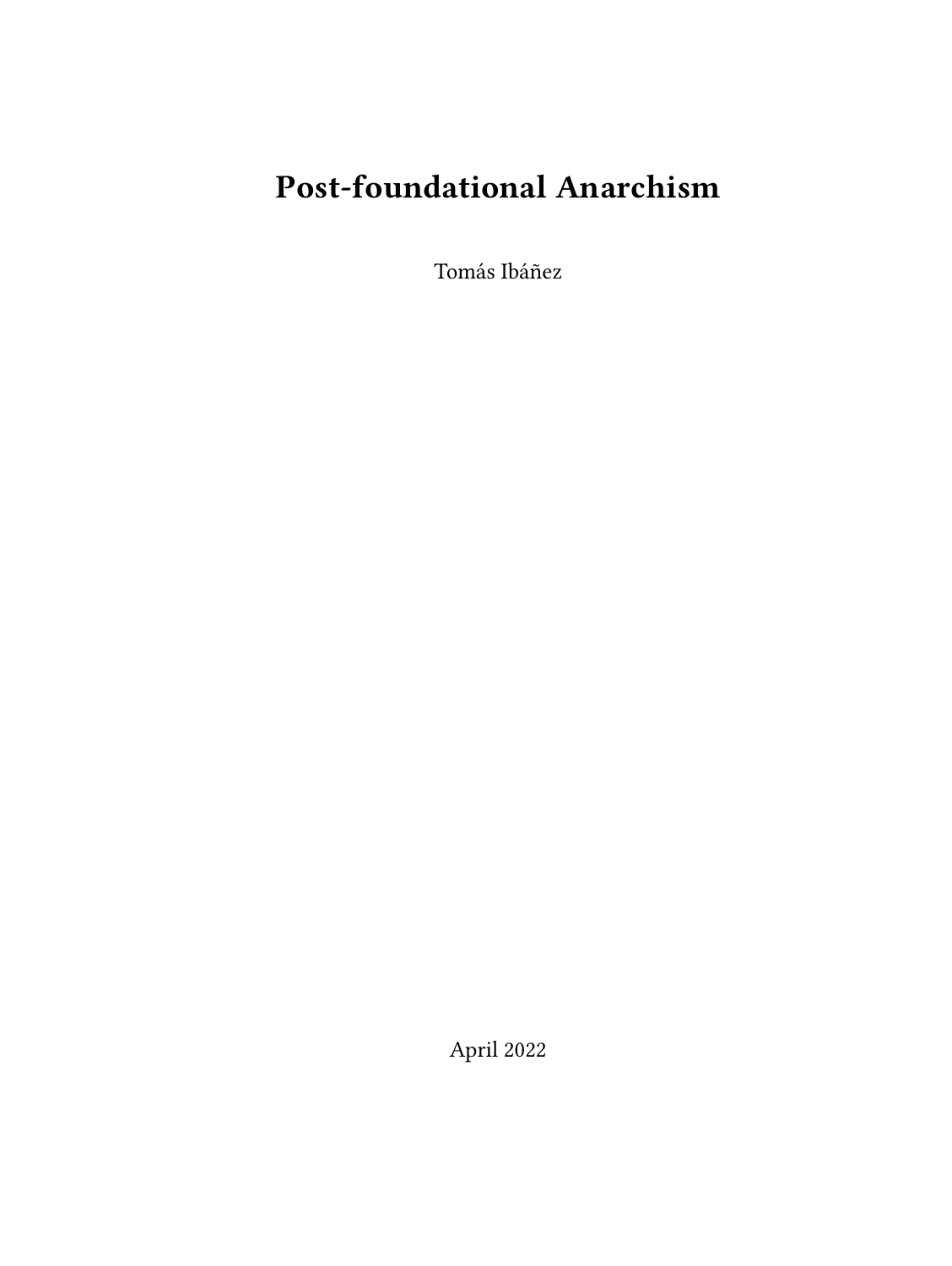# Post-foundational Anarchism

Tomás Ibáñez

April 2022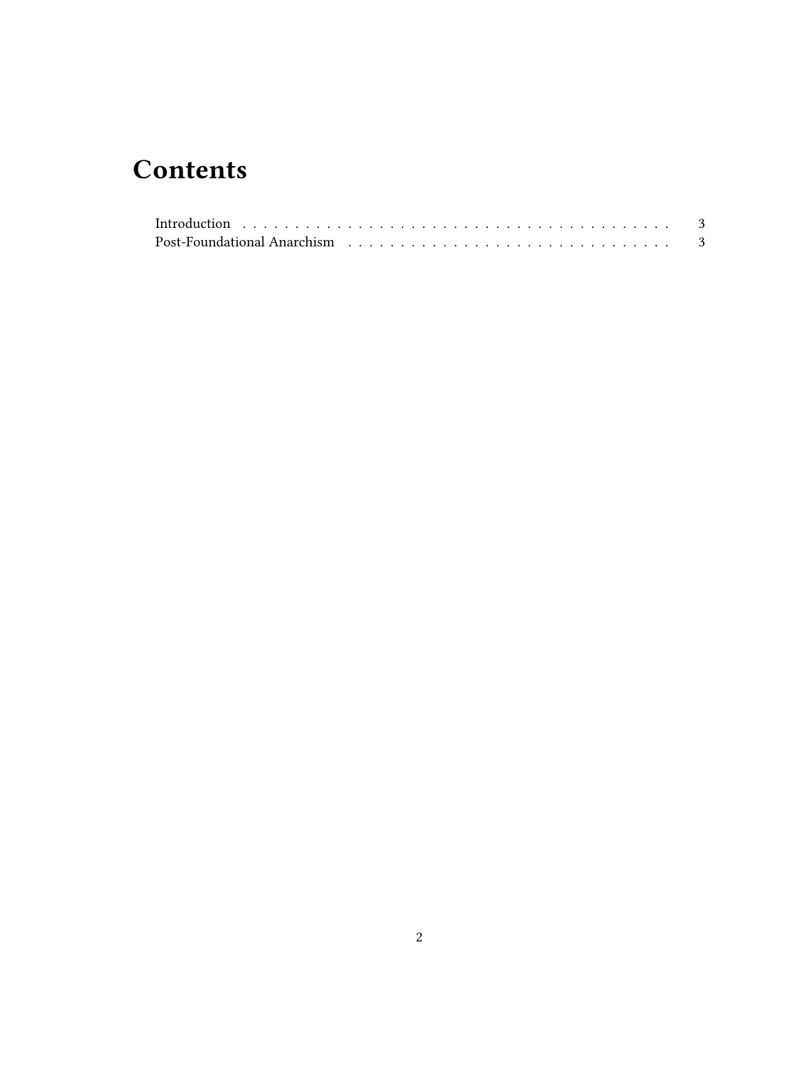# Contents

Introduction . . . . . . . . . . . . . . . . . . . . . . . . . . . . . . . . . . . . . . . . . 3
Post-Foundational Anarchism . . . . . . . . . . . . . . . . . . . . . . . . . . . . . . . 3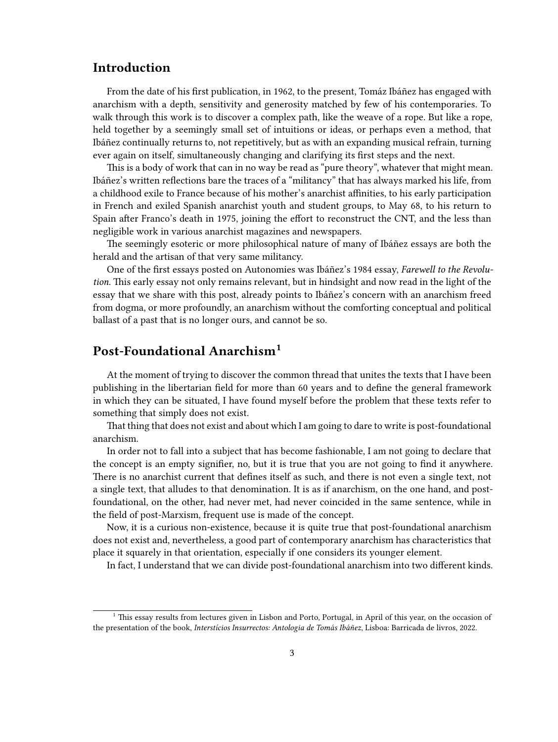## Introduction

From the date of his first publication, in 1962, to the present, Tomáz Ibáñez has engaged with anarchism with a depth, sensitivity and generosity matched by few of his contemporaries. To walk through this work is to discover a complex path, like the weave of a rope. But like a rope, held together by a seemingly small set of intuitions or ideas, or perhaps even a method, that Ibáñez continually returns to, not repetitively, but as with an expanding musical refrain, turning ever again on itself, simultaneously changing and clarifying its first steps and the next.

This is a body of work that can in no way be read as "pure theory", whatever that might mean. Ibáñez's written reflections bare the traces of a "militancy" that has always marked his life, from a childhood exile to France because of his mother's anarchist affinities, to his early participation in French and exiled Spanish anarchist youth and student groups, to May 68, to his return to Spain after Franco's death in 1975, joining the effort to reconstruct the CNT, and the less than negligible work in various anarchist magazines and newspapers.

The seemingly esoteric or more philosophical nature of many of Ibáñez essays are both the herald and the artisan of that very same militancy.

One of the first essays posted on Autonomies was Ibáñez's 1984 essay, *Farewell to the Revolution.* This early essay not only remains relevant, but in hindsight and now read in the light of the essay that we share with this post, already points to Ibáñez's concern with an anarchism freed from dogma, or more profoundly, an anarchism without the comforting conceptual and political ballast of a past that is no longer ours, and cannot be so.

## Post-Foundational Anarchism[1]

At the moment of trying to discover the common thread that unites the texts that I have been publishing in the libertarian field for more than 60 years and to define the general framework in which they can be situated, I have found myself before the problem that these texts refer to something that simply does not exist.

That thing that does not exist and about which I am going to dare to write is post-foundational anarchism.

In order not to fall into a subject that has become fashionable, I am not going to declare that the concept is an empty signifier, no, but it is true that you are not going to find it anywhere. There is no anarchist current that defines itself as such, and there is not even a single text, not a single text, that alludes to that denomination. It is as if anarchism, on the one hand, and post-foundational, on the other, had never met, had never coincided in the same sentence, while in the field of post-Marxism, frequent use is made of the concept.

Now, it is a curious non-existence, because it is quite true that post-foundational anarchism does not exist and, nevertheless, a good part of contemporary anarchism has characteristics that place it squarely in that orientation, especially if one considers its younger element.

In fact, I understand that we can divide post-foundational anarchism into two different kinds.

[1] This essay results from lectures given in Lisbon and Porto, Portugal, in April of this year, on the occasion of the presentation of the book, *Interstícios Insurrectos: Antologia de Tomás Ibáñez*, Lisboa: Barricada de livros, 2022.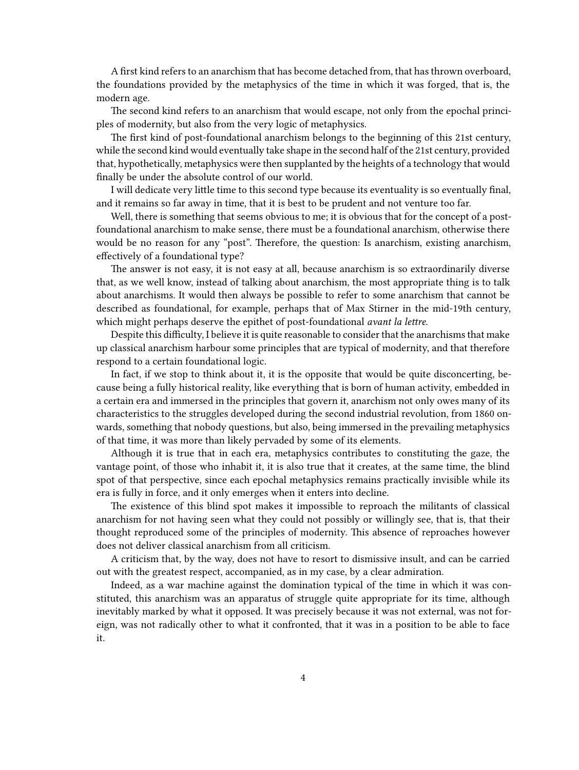A first kind refers to an anarchism that has become detached from, that has thrown overboard, the foundations provided by the metaphysics of the time in which it was forged, that is, the modern age.

The second kind refers to an anarchism that would escape, not only from the epochal principles of modernity, but also from the very logic of metaphysics.

The first kind of post-foundational anarchism belongs to the beginning of this 21st century, while the second kind would eventually take shape in the second half of the 21st century, provided that, hypothetically, metaphysics were then supplanted by the heights of a technology that would finally be under the absolute control of our world.

I will dedicate very little time to this second type because its eventuality is so eventually final, and it remains so far away in time, that it is best to be prudent and not venture too far.

Well, there is something that seems obvious to me; it is obvious that for the concept of a post-foundational anarchism to make sense, there must be a foundational anarchism, otherwise there would be no reason for any "post". Therefore, the question: Is anarchism, existing anarchism, effectively of a foundational type?

The answer is not easy, it is not easy at all, because anarchism is so extraordinarily diverse that, as we well know, instead of talking about anarchism, the most appropriate thing is to talk about anarchisms. It would then always be possible to refer to some anarchism that cannot be described as foundational, for example, perhaps that of Max Stirner in the mid-19th century, which might perhaps deserve the epithet of post-foundational *avant la lettre*.

Despite this difficulty, I believe it is quite reasonable to consider that the anarchisms that make up classical anarchism harbour some principles that are typical of modernity, and that therefore respond to a certain foundational logic.

In fact, if we stop to think about it, it is the opposite that would be quite disconcerting, because being a fully historical reality, like everything that is born of human activity, embedded in a certain era and immersed in the principles that govern it, anarchism not only owes many of its characteristics to the struggles developed during the second industrial revolution, from 1860 onwards, something that nobody questions, but also, being immersed in the prevailing metaphysics of that time, it was more than likely pervaded by some of its elements.

Although it is true that in each era, metaphysics contributes to constituting the gaze, the vantage point, of those who inhabit it, it is also true that it creates, at the same time, the blind spot of that perspective, since each epochal metaphysics remains practically invisible while its era is fully in force, and it only emerges when it enters into decline.

The existence of this blind spot makes it impossible to reproach the militants of classical anarchism for not having seen what they could not possibly or willingly see, that is, that their thought reproduced some of the principles of modernity. This absence of reproaches however does not deliver classical anarchism from all criticism.

A criticism that, by the way, does not have to resort to dismissive insult, and can be carried out with the greatest respect, accompanied, as in my case, by a clear admiration.

Indeed, as a war machine against the domination typical of the time in which it was constituted, this anarchism was an apparatus of struggle quite appropriate for its time, although inevitably marked by what it opposed. It was precisely because it was not external, was not foreign, was not radically other to what it confronted, that it was in a position to be able to face it.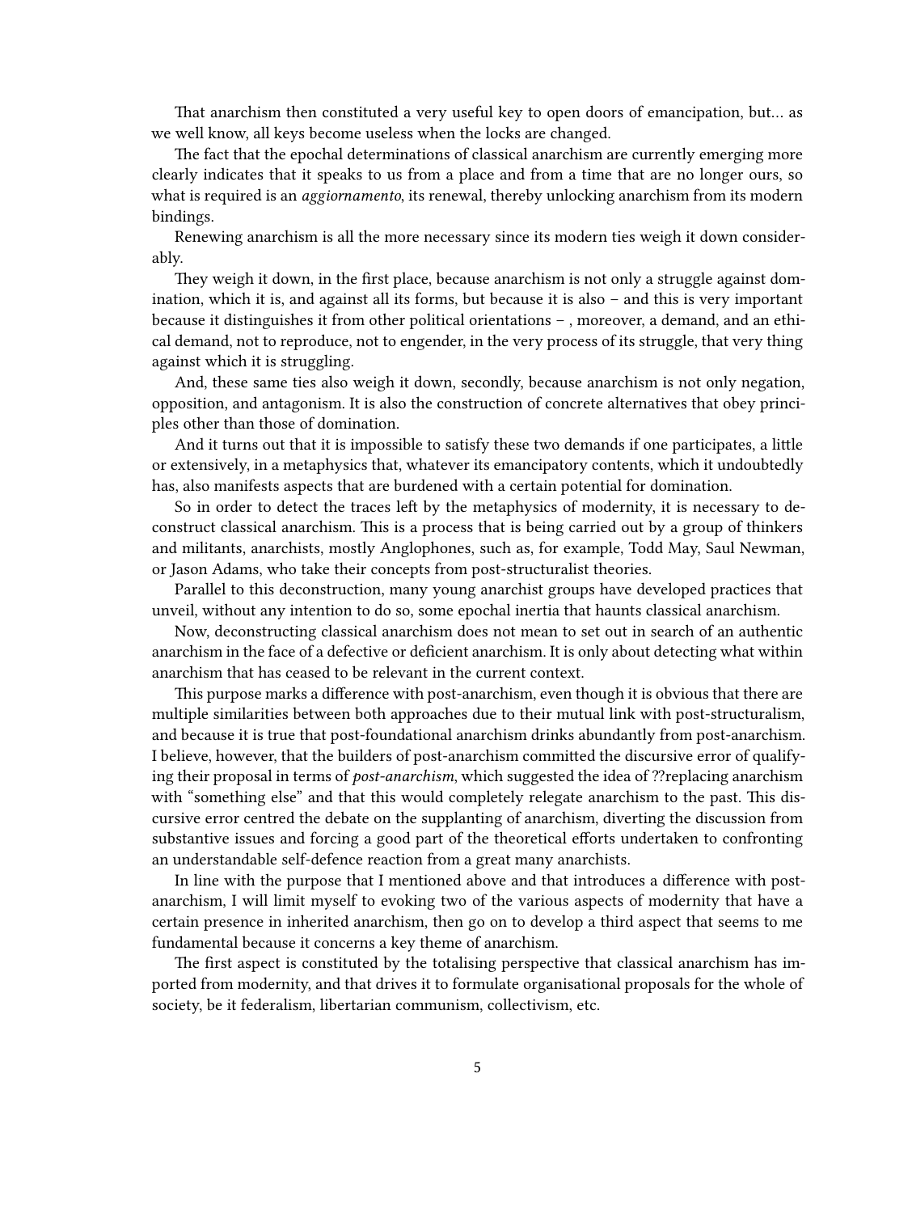That anarchism then constituted a very useful key to open doors of emancipation, but… as we well know, all keys become useless when the locks are changed.

The fact that the epochal determinations of classical anarchism are currently emerging more clearly indicates that it speaks to us from a place and from a time that are no longer ours, so what is required is an *aggiornamento*, its renewal, thereby unlocking anarchism from its modern bindings.

Renewing anarchism is all the more necessary since its modern ties weigh it down considerably.

They weigh it down, in the first place, because anarchism is not only a struggle against domination, which it is, and against all its forms, but because it is also – and this is very important because it distinguishes it from other political orientations – , moreover, a demand, and an ethical demand, not to reproduce, not to engender, in the very process of its struggle, that very thing against which it is struggling.

And, these same ties also weigh it down, secondly, because anarchism is not only negation, opposition, and antagonism. It is also the construction of concrete alternatives that obey principles other than those of domination.

And it turns out that it is impossible to satisfy these two demands if one participates, a little or extensively, in a metaphysics that, whatever its emancipatory contents, which it undoubtedly has, also manifests aspects that are burdened with a certain potential for domination.

So in order to detect the traces left by the metaphysics of modernity, it is necessary to deconstruct classical anarchism. This is a process that is being carried out by a group of thinkers and militants, anarchists, mostly Anglophones, such as, for example, Todd May, Saul Newman, or Jason Adams, who take their concepts from post-structuralist theories.

Parallel to this deconstruction, many young anarchist groups have developed practices that unveil, without any intention to do so, some epochal inertia that haunts classical anarchism.

Now, deconstructing classical anarchism does not mean to set out in search of an authentic anarchism in the face of a defective or deficient anarchism. It is only about detecting what within anarchism that has ceased to be relevant in the current context.

This purpose marks a difference with post-anarchism, even though it is obvious that there are multiple similarities between both approaches due to their mutual link with post-structuralism, and because it is true that post-foundational anarchism drinks abundantly from post-anarchism. I believe, however, that the builders of post-anarchism committed the discursive error of qualifying their proposal in terms of *post-anarchism*, which suggested the idea of ??replacing anarchism with “something else” and that this would completely relegate anarchism to the past. This discursive error centred the debate on the supplanting of anarchism, diverting the discussion from substantive issues and forcing a good part of the theoretical efforts undertaken to confronting an understandable self-defence reaction from a great many anarchists.

In line with the purpose that I mentioned above and that introduces a difference with post-anarchism, I will limit myself to evoking two of the various aspects of modernity that have a certain presence in inherited anarchism, then go on to develop a third aspect that seems to me fundamental because it concerns a key theme of anarchism.

The first aspect is constituted by the totalising perspective that classical anarchism has imported from modernity, and that drives it to formulate organisational proposals for the whole of society, be it federalism, libertarian communism, collectivism, etc.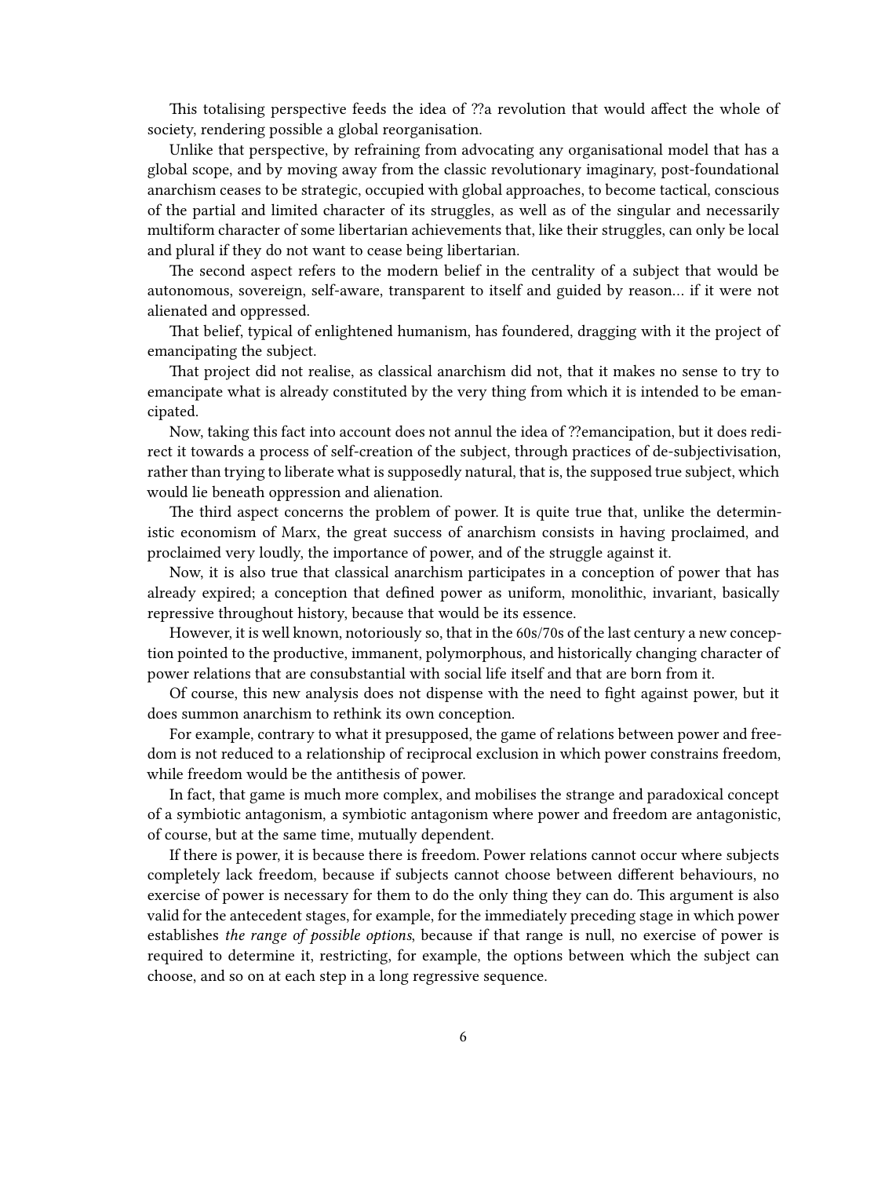This totalising perspective feeds the idea of ??a revolution that would affect the whole of society, rendering possible a global reorganisation.

Unlike that perspective, by refraining from advocating any organisational model that has a global scope, and by moving away from the classic revolutionary imaginary, post-foundational anarchism ceases to be strategic, occupied with global approaches, to become tactical, conscious of the partial and limited character of its struggles, as well as of the singular and necessarily multiform character of some libertarian achievements that, like their struggles, can only be local and plural if they do not want to cease being libertarian.

The second aspect refers to the modern belief in the centrality of a subject that would be autonomous, sovereign, self-aware, transparent to itself and guided by reason… if it were not alienated and oppressed.

That belief, typical of enlightened humanism, has foundered, dragging with it the project of emancipating the subject.

That project did not realise, as classical anarchism did not, that it makes no sense to try to emancipate what is already constituted by the very thing from which it is intended to be emancipated.

Now, taking this fact into account does not annul the idea of ??emancipation, but it does redirect it towards a process of self-creation of the subject, through practices of de-subjectivisation, rather than trying to liberate what is supposedly natural, that is, the supposed true subject, which would lie beneath oppression and alienation.

The third aspect concerns the problem of power. It is quite true that, unlike the deterministic economism of Marx, the great success of anarchism consists in having proclaimed, and proclaimed very loudly, the importance of power, and of the struggle against it.

Now, it is also true that classical anarchism participates in a conception of power that has already expired; a conception that defined power as uniform, monolithic, invariant, basically repressive throughout history, because that would be its essence.

However, it is well known, notoriously so, that in the 60s/70s of the last century a new conception pointed to the productive, immanent, polymorphous, and historically changing character of power relations that are consubstantial with social life itself and that are born from it.

Of course, this new analysis does not dispense with the need to fight against power, but it does summon anarchism to rethink its own conception.

For example, contrary to what it presupposed, the game of relations between power and freedom is not reduced to a relationship of reciprocal exclusion in which power constrains freedom, while freedom would be the antithesis of power.

In fact, that game is much more complex, and mobilises the strange and paradoxical concept of a symbiotic antagonism, a symbiotic antagonism where power and freedom are antagonistic, of course, but at the same time, mutually dependent.

If there is power, it is because there is freedom. Power relations cannot occur where subjects completely lack freedom, because if subjects cannot choose between different behaviours, no exercise of power is necessary for them to do the only thing they can do. This argument is also valid for the antecedent stages, for example, for the immediately preceding stage in which power establishes *the range of possible options*, because if that range is null, no exercise of power is required to determine it, restricting, for example, the options between which the subject can choose, and so on at each step in a long regressive sequence.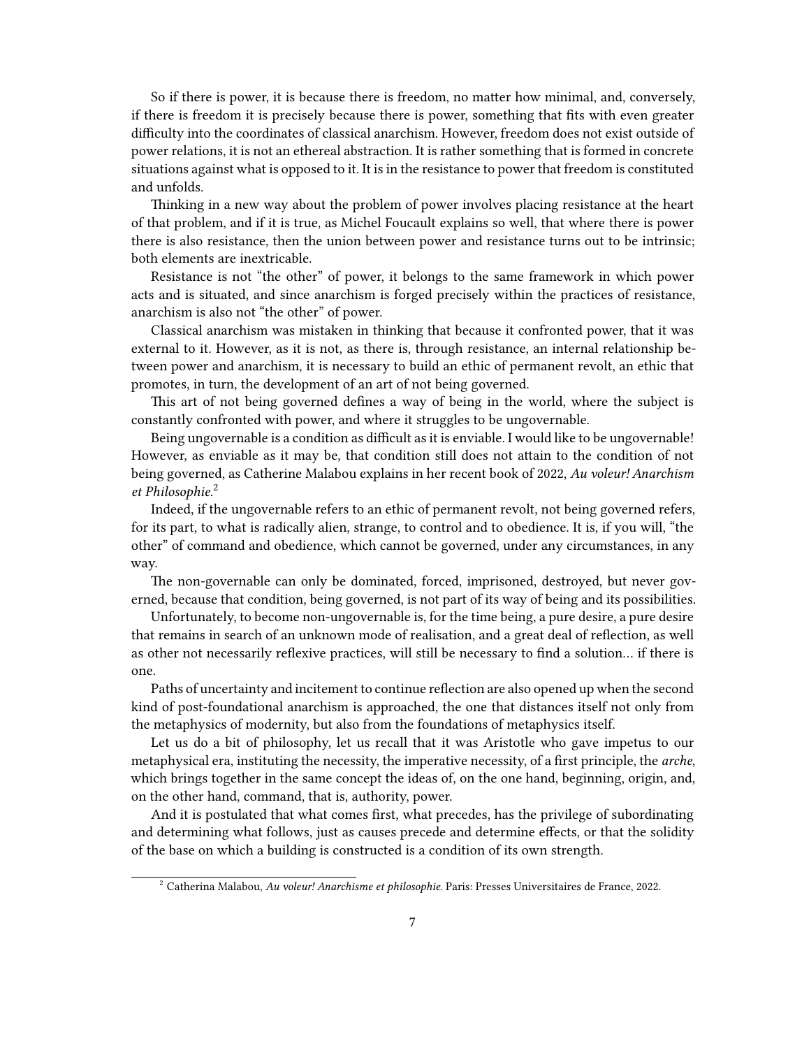So if there is power, it is because there is freedom, no matter how minimal, and, conversely, if there is freedom it is precisely because there is power, something that fits with even greater difficulty into the coordinates of classical anarchism. However, freedom does not exist outside of power relations, it is not an ethereal abstraction. It is rather something that is formed in concrete situations against what is opposed to it. It is in the resistance to power that freedom is constituted and unfolds.

Thinking in a new way about the problem of power involves placing resistance at the heart of that problem, and if it is true, as Michel Foucault explains so well, that where there is power there is also resistance, then the union between power and resistance turns out to be intrinsic; both elements are inextricable.

Resistance is not "the other" of power, it belongs to the same framework in which power acts and is situated, and since anarchism is forged precisely within the practices of resistance, anarchism is also not "the other" of power.

Classical anarchism was mistaken in thinking that because it confronted power, that it was external to it. However, as it is not, as there is, through resistance, an internal relationship between power and anarchism, it is necessary to build an ethic of permanent revolt, an ethic that promotes, in turn, the development of an art of not being governed.

This art of not being governed defines a way of being in the world, where the subject is constantly confronted with power, and where it struggles to be ungovernable.

Being ungovernable is a condition as difficult as it is enviable. I would like to be ungovernable! However, as enviable as it may be, that condition still does not attain to the condition of not being governed, as Catherine Malabou explains in her recent book of 2022, *Au voleur! Anarchism et Philosophie.*[2]

Indeed, if the ungovernable refers to an ethic of permanent revolt, not being governed refers, for its part, to what is radically alien, strange, to control and to obedience. It is, if you will, "the other" of command and obedience, which cannot be governed, under any circumstances, in any way.

The non-governable can only be dominated, forced, imprisoned, destroyed, but never governed, because that condition, being governed, is not part of its way of being and its possibilities.

Unfortunately, to become non-ungovernable is, for the time being, a pure desire, a pure desire that remains in search of an unknown mode of realisation, and a great deal of reflection, as well as other not necessarily reflexive practices, will still be necessary to find a solution… if there is one.

Paths of uncertainty and incitement to continue reflection are also opened up when the second kind of post-foundational anarchism is approached, the one that distances itself not only from the metaphysics of modernity, but also from the foundations of metaphysics itself.

Let us do a bit of philosophy, let us recall that it was Aristotle who gave impetus to our metaphysical era, instituting the necessity, the imperative necessity, of a first principle, the *arche*, which brings together in the same concept the ideas of, on the one hand, beginning, origin, and, on the other hand, command, that is, authority, power.

And it is postulated that what comes first, what precedes, has the privilege of subordinating and determining what follows, just as causes precede and determine effects, or that the solidity of the base on which a building is constructed is a condition of its own strength.

[2] Catherina Malabou, *Au voleur! Anarchisme et philosophie*. Paris: Presses Universitaires de France, 2022.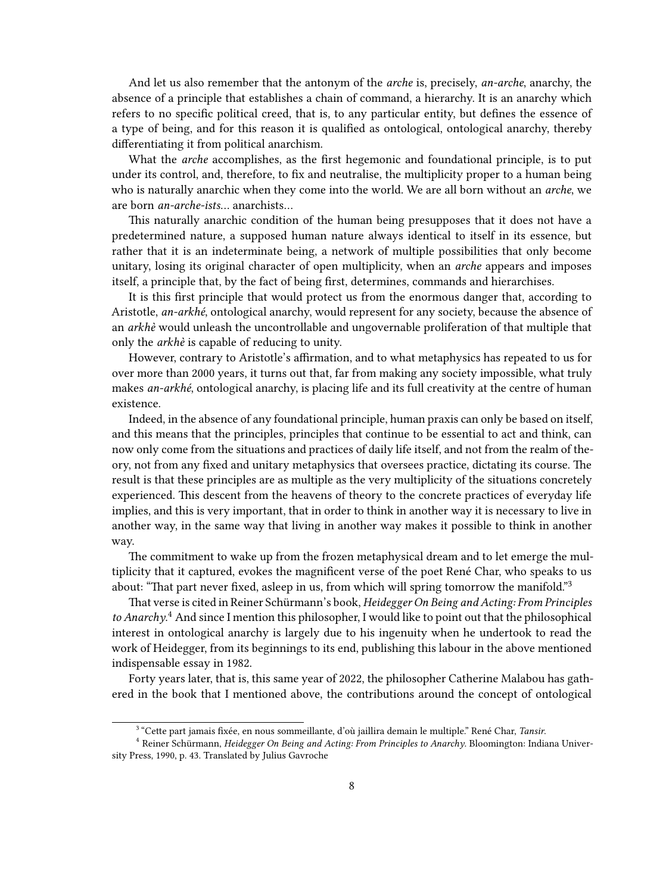And let us also remember that the antonym of the *arche* is, precisely, *an-arche*, anarchy, the absence of a principle that establishes a chain of command, a hierarchy. It is an anarchy which refers to no specific political creed, that is, to any particular entity, but defines the essence of a type of being, and for this reason it is qualified as ontological, ontological anarchy, thereby differentiating it from political anarchism.

What the *arche* accomplishes, as the first hegemonic and foundational principle, is to put under its control, and, therefore, to fix and neutralise, the multiplicity proper to a human being who is naturally anarchic when they come into the world. We are all born without an *arche*, we are born *an-arche-ists*… anarchists…

This naturally anarchic condition of the human being presupposes that it does not have a predetermined nature, a supposed human nature always identical to itself in its essence, but rather that it is an indeterminate being, a network of multiple possibilities that only become unitary, losing its original character of open multiplicity, when an *arche* appears and imposes itself, a principle that, by the fact of being first, determines, commands and hierarchises.

It is this first principle that would protect us from the enormous danger that, according to Aristotle, *an-arkhé*, ontological anarchy, would represent for any society, because the absence of an *arkhè* would unleash the uncontrollable and ungovernable proliferation of that multiple that only the *arkhè* is capable of reducing to unity.

However, contrary to Aristotle's affirmation, and to what metaphysics has repeated to us for over more than 2000 years, it turns out that, far from making any society impossible, what truly makes *an-arkhé*, ontological anarchy, is placing life and its full creativity at the centre of human existence.

Indeed, in the absence of any foundational principle, human praxis can only be based on itself, and this means that the principles, principles that continue to be essential to act and think, can now only come from the situations and practices of daily life itself, and not from the realm of theory, not from any fixed and unitary metaphysics that oversees practice, dictating its course. The result is that these principles are as multiple as the very multiplicity of the situations concretely experienced. This descent from the heavens of theory to the concrete practices of everyday life implies, and this is very important, that in order to think in another way it is necessary to live in another way, in the same way that living in another way makes it possible to think in another way.

The commitment to wake up from the frozen metaphysical dream and to let emerge the multiplicity that it captured, evokes the magnificent verse of the poet René Char, who speaks to us about: "That part never fixed, asleep in us, from which will spring tomorrow the manifold."[3]

That verse is cited in Reiner Schürmann's book, *Heidegger On Being and Acting: From Principles to Anarchy*.[4] And since I mention this philosopher, I would like to point out that the philosophical interest in ontological anarchy is largely due to his ingenuity when he undertook to read the work of Heidegger, from its beginnings to its end, publishing this labour in the above mentioned indispensable essay in 1982.

Forty years later, that is, this same year of 2022, the philosopher Catherine Malabou has gathered in the book that I mentioned above, the contributions around the concept of ontological

---

[3] "Cette part jamais fixée, en nous sommeillante, d'où jaillira demain le multiple." René Char, *Tansir*.

[4] Reiner Schürmann, *Heidegger On Being and Acting: From Principles to Anarchy*. Bloomington: Indiana University Press, 1990, p. 43. Translated by Julius Gavroche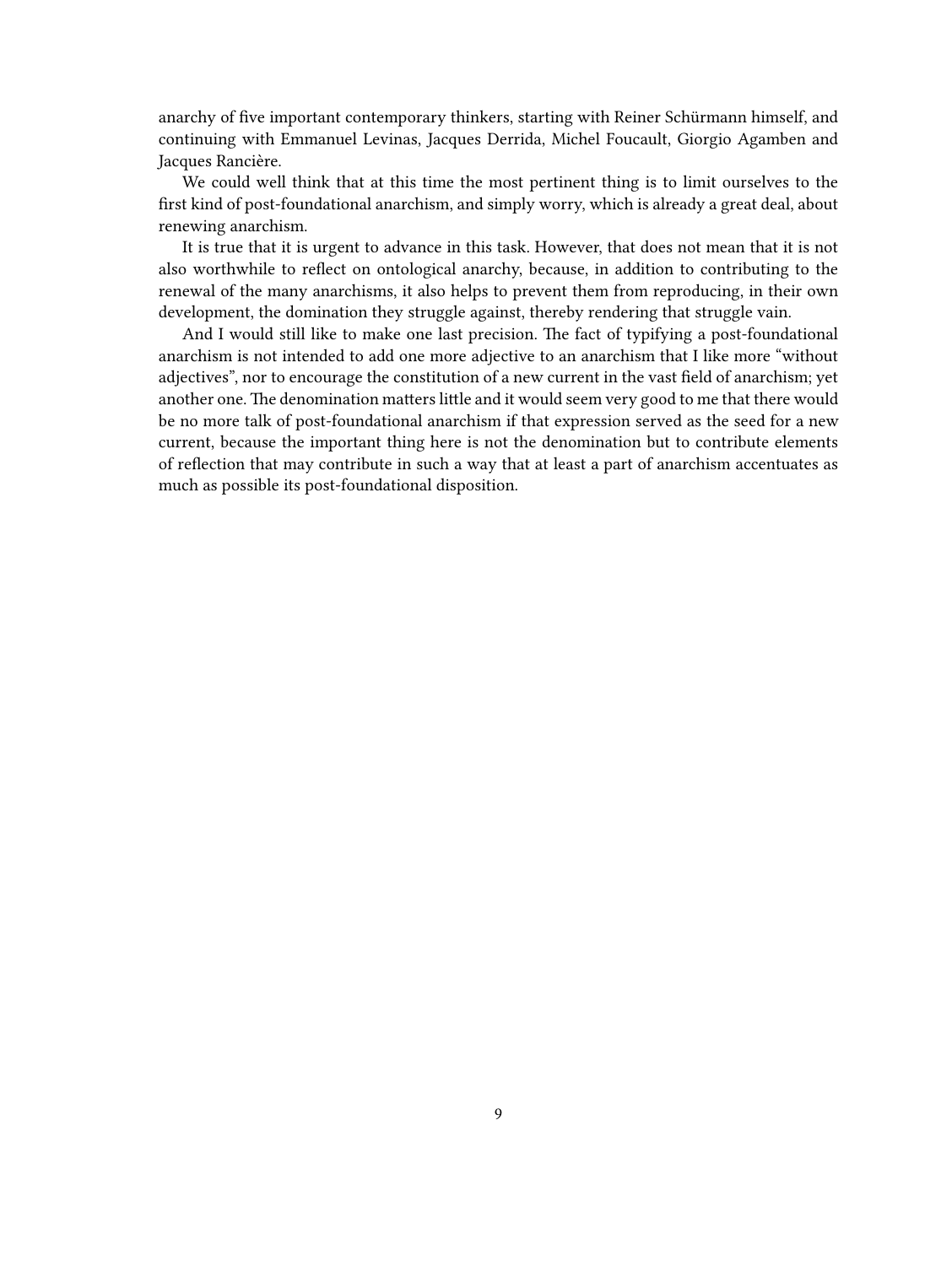anarchy of five important contemporary thinkers, starting with Reiner Schürmann himself, and continuing with Emmanuel Levinas, Jacques Derrida, Michel Foucault, Giorgio Agamben and Jacques Rancière.

We could well think that at this time the most pertinent thing is to limit ourselves to the first kind of post-foundational anarchism, and simply worry, which is already a great deal, about renewing anarchism.

It is true that it is urgent to advance in this task. However, that does not mean that it is not also worthwhile to reflect on ontological anarchy, because, in addition to contributing to the renewal of the many anarchisms, it also helps to prevent them from reproducing, in their own development, the domination they struggle against, thereby rendering that struggle vain.

And I would still like to make one last precision. The fact of typifying a post-foundational anarchism is not intended to add one more adjective to an anarchism that I like more "without adjectives", nor to encourage the constitution of a new current in the vast field of anarchism; yet another one. The denomination matters little and it would seem very good to me that there would be no more talk of post-foundational anarchism if that expression served as the seed for a new current, because the important thing here is not the denomination but to contribute elements of reflection that may contribute in such a way that at least a part of anarchism accentuates as much as possible its post-foundational disposition.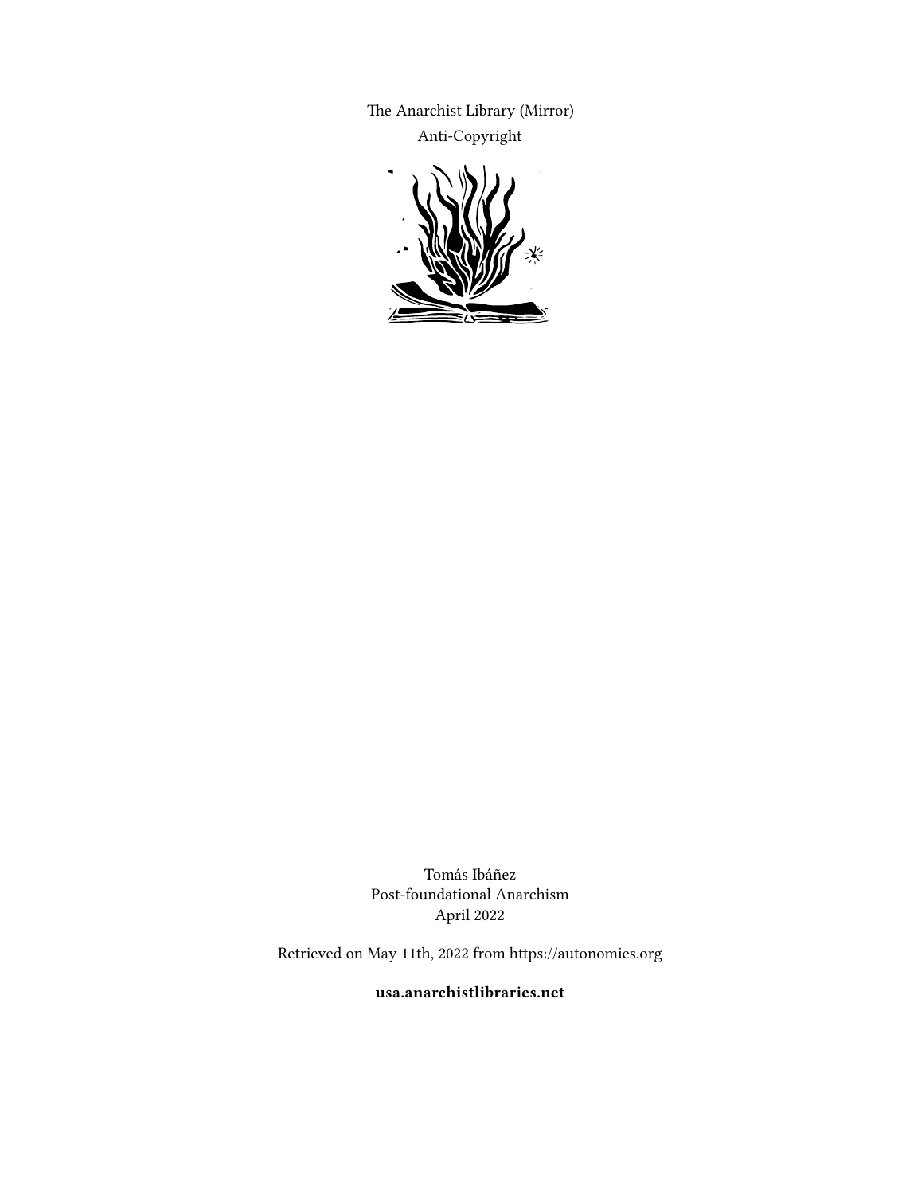The Anarchist Library (Mirror)
Anti-Copyright

Tomás Ibáñez
Post-foundational Anarchism
April 2022

Retrieved on May 11th, 2022 from https://autonomies.org

**usa.anarchistlibraries.net**